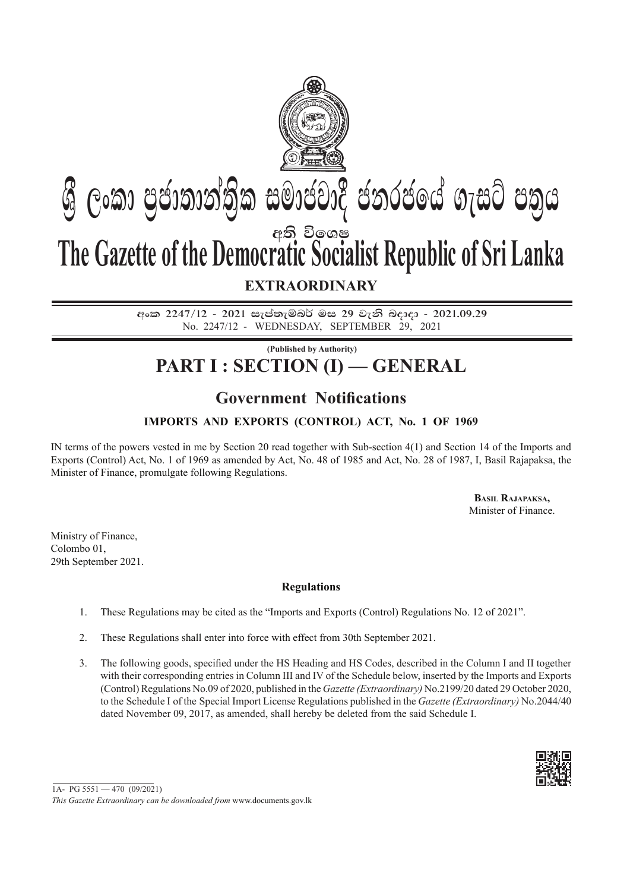# ශ්‍රී ලංකා ප්‍රජාතාන්ත්‍රික සමාජවාදී ජනරජයේ ගැසට් පත්‍රය

අති විශෙෂ

# The Gazette of the Democratic Socialist Republic of Sri Lanka

## EXTRAORDINARY

අංක 2247/12 - 2021 සැප්තැම්බර් මස 29 වැනි බදාදා - 2021.09.29

No. 2247/12 - WEDNESDAY, SEPTEMBER 29, 2021

**(Published by Authority)**

# PART I : SECTION (I) — GENERAL

## Government Notifications

### IMPORTS AND EXPORTS (CONTROL) ACT, No. 1 OF 1969

IN terms of the powers vested in me by Section 20 read together with Sub-section 4(1) and Section 14 of the Imports and Exports (Control) Act, No. 1 of 1969 as amended by Act, No. 48 of 1985 and Act, No. 28 of 1987, I, Basil Rajapaksa, the Minister of Finance, promulgate following Regulations.

**Basil Rajapaksa,**
Minister of Finance.

Ministry of Finance,
Colombo 01,
29th September 2021.

**Regulations**

1. These Regulations may be cited as the "Imports and Exports (Control) Regulations No. 12 of 2021".

2. These Regulations shall enter into force with effect from 30th September 2021.

3. The following goods, specified under the HS Heading and HS Codes, described in the Column I and II together with their corresponding entries in Column III and IV of the Schedule below, inserted by the Imports and Exports (Control) Regulations No.09 of 2020, published in the *Gazette (Extraordinary)* No.2199/20 dated 29 October 2020, to the Schedule I of the Special Import License Regulations published in the *Gazette (Extraordinary)* No.2044/40 dated November 09, 2017, as amended, shall hereby be deleted from the said Schedule I.

1A- PG 5551 — 470 (09/2021)

*This Gazette Extraordinary can be downloaded from* www.documents.gov.lk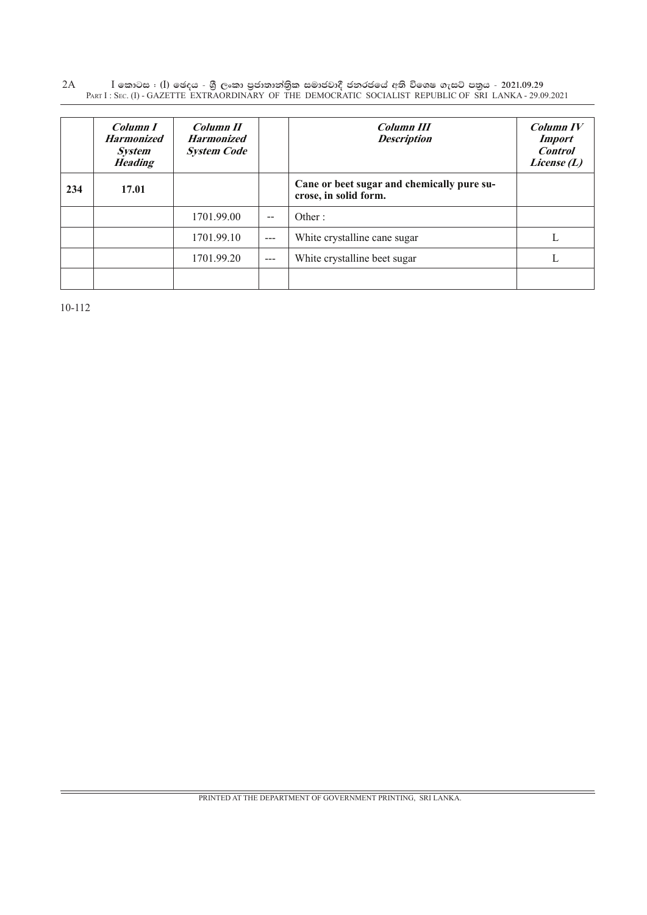| | *Column I Harmonized System Heading* | *Column II Harmonized System Code* | | *Column III Description* | *Column IV Import Control License (L)* |
|---|---|---|---|---|---|
| **234** | **17.01** | | | **Cane or beet sugar and chemically pure sucrose, in solid form.** | |
| | | 1701.99.00 | -- | Other : | |
| | | 1701.99.10 | --- | White crystalline cane sugar | L |
| | | 1701.99.20 | --- | White crystalline beet sugar | L |
| | | | | | |

10-112

PRINTED AT THE DEPARTMENT OF GOVERNMENT PRINTING, SRI LANKA.